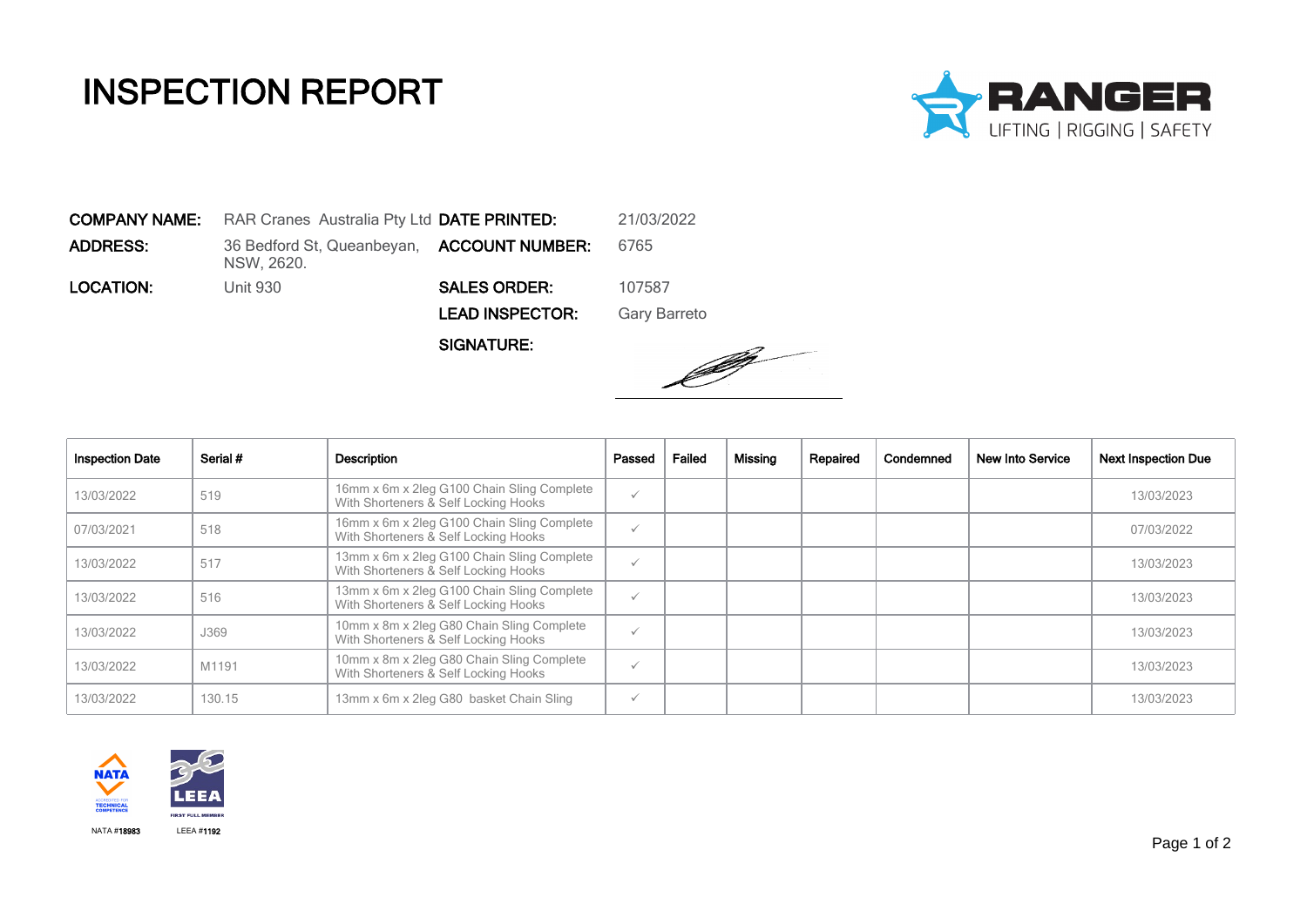# INSPECTION REPORT

RANGER LIFTING | RIGGING | SAFETY

**COMPANY NAME:** RAR Cranes Australia Pty Ltd

**ADDRESS:** 36 Bedford St, Queanbeyan, NSW, 2620.

**LOCATION:** Unit 930

**DATE PRINTED:** 21/03/2022

**ACCOUNT NUMBER:** 6765

**SALES ORDER:** 107587

**LEAD INSPECTOR:** Gary Barreto

**SIGNATURE:**

| Inspection Date | Serial # | Description | Passed | Failed | Missing | Repaired | Condemned | New Into Service | Next Inspection Due |
|---|---|---|---|---|---|---|---|---|---|
| 13/03/2022 | 519 | 16mm x 6m x 2leg G100 Chain Sling Complete With Shorteners & Self Locking Hooks | ✓ | | | | | | 13/03/2023 |
| 07/03/2021 | 518 | 16mm x 6m x 2leg G100 Chain Sling Complete With Shorteners & Self Locking Hooks | ✓ | | | | | | 07/03/2022 |
| 13/03/2022 | 517 | 13mm x 6m x 2leg G100 Chain Sling Complete With Shorteners & Self Locking Hooks | ✓ | | | | | | 13/03/2023 |
| 13/03/2022 | 516 | 13mm x 6m x 2leg G100 Chain Sling Complete With Shorteners & Self Locking Hooks | ✓ | | | | | | 13/03/2023 |
| 13/03/2022 | J369 | 10mm x 8m x 2leg G80 Chain Sling Complete With Shorteners & Self Locking Hooks | ✓ | | | | | | 13/03/2023 |
| 13/03/2022 | M1191 | 10mm x 8m x 2leg G80 Chain Sling Complete With Shorteners & Self Locking Hooks | ✓ | | | | | | 13/03/2023 |
| 13/03/2022 | 130.15 | 13mm x 6m x 2leg G80 basket Chain Sling | ✓ | | | | | | 13/03/2023 |

NATA ACCREDITED FOR TECHNICAL COMPETENCE — NATA #18983

LEEA FIRST FULL MEMBER — LEEA #1192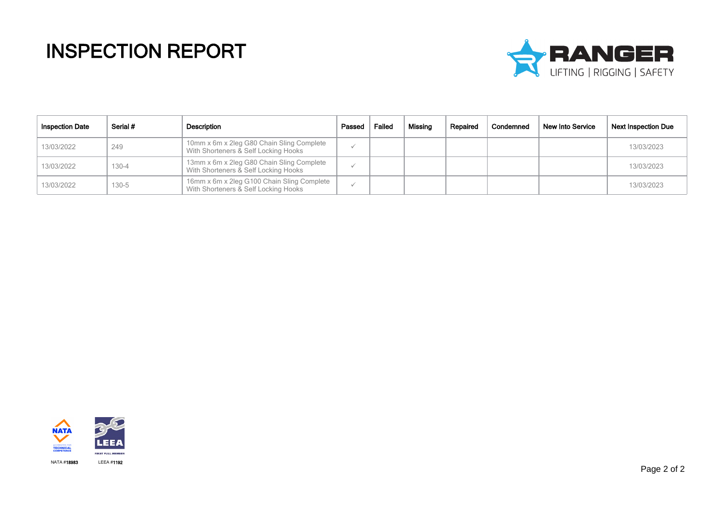# INSPECTION REPORT

RANGER
LIFTING | RIGGING | SAFETY

| Inspection Date | Serial # | Description | Passed | Failed | Missing | Repaired | Condemned | New Into Service | Next Inspection Due |
|---|---|---|---|---|---|---|---|---|---|
| 13/03/2022 | 249 | 10mm x 6m x 2leg G80 Chain Sling Complete With Shorteners & Self Locking Hooks | ✓ | | | | | | 13/03/2023 |
| 13/03/2022 | 130-4 | 13mm x 6m x 2leg G80 Chain Sling Complete With Shorteners & Self Locking Hooks | ✓ | | | | | | 13/03/2023 |
| 13/03/2022 | 130-5 | 16mm x 6m x 2leg G100 Chain Sling Complete With Shorteners & Self Locking Hooks | ✓ | | | | | | 13/03/2023 |

NATA
ACCREDITED FOR TECHNICAL COMPETENCE

LEEA
FIRST FULL MEMBER

NATA #18983

LEEA #1192